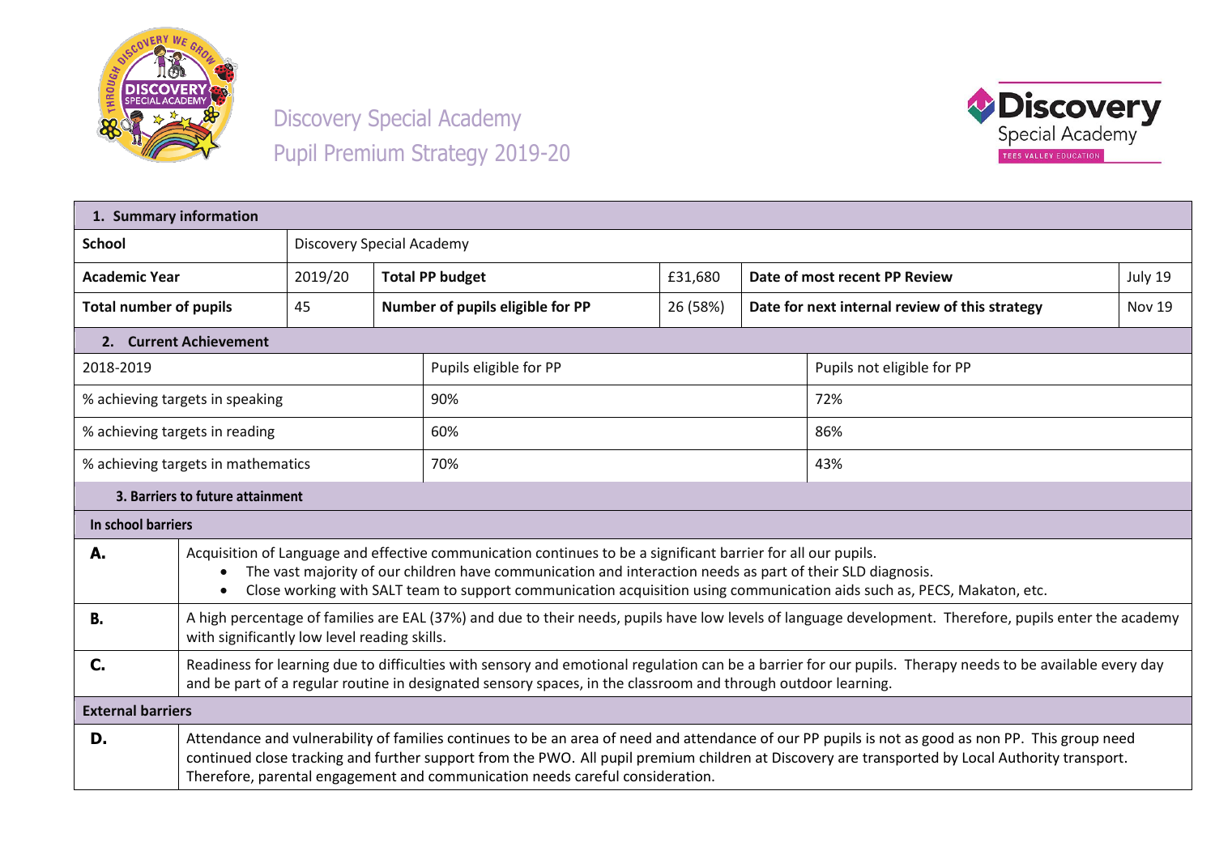# Discovery Special Academy
## Pupil Premium Strategy 2019-20

| 1. Summary information | | | | | |
|---|---|---|---|---|---|
| **School** | Discovery Special Academy | | | | |
| **Academic Year** | 2019/20 | **Total PP budget** | £31,680 | **Date of most recent PP Review** | July 19 |
| **Total number of pupils** | 45 | **Number of pupils eligible for PP** | 26 (58%) | **Date for next internal review of this strategy** | Nov 19 |

| 2. Current Achievement | | |
|---|---|---|
| 2018-2019 | Pupils eligible for PP | Pupils not eligible for PP |
| % achieving targets in speaking | 90% | 72% |
| % achieving targets in reading | 60% | 86% |
| % achieving targets in mathematics | 70% | 43% |

| 3. Barriers to future attainment | |
|---|---|
| **In school barriers** | |
| **A.** | Acquisition of Language and effective communication continues to be a significant barrier for all our pupils.<br>• The vast majority of our children have communication and interaction needs as part of their SLD diagnosis.<br>• Close working with SALT team to support communication acquisition using communication aids such as, PECS, Makaton, etc. |
| **B.** | A high percentage of families are EAL (37%) and due to their needs, pupils have low levels of language development. Therefore, pupils enter the academy with significantly low level reading skills. |
| **C.** | Readiness for learning due to difficulties with sensory and emotional regulation can be a barrier for our pupils. Therapy needs to be available every day and be part of a regular routine in designated sensory spaces, in the classroom and through outdoor learning. |
| **External barriers** | |
| **D.** | Attendance and vulnerability of families continues to be an area of need and attendance of our PP pupils is not as good as non PP. This group need continued close tracking and further support from the PWO. All pupil premium children at Discovery are transported by Local Authority transport. Therefore, parental engagement and communication needs careful consideration. |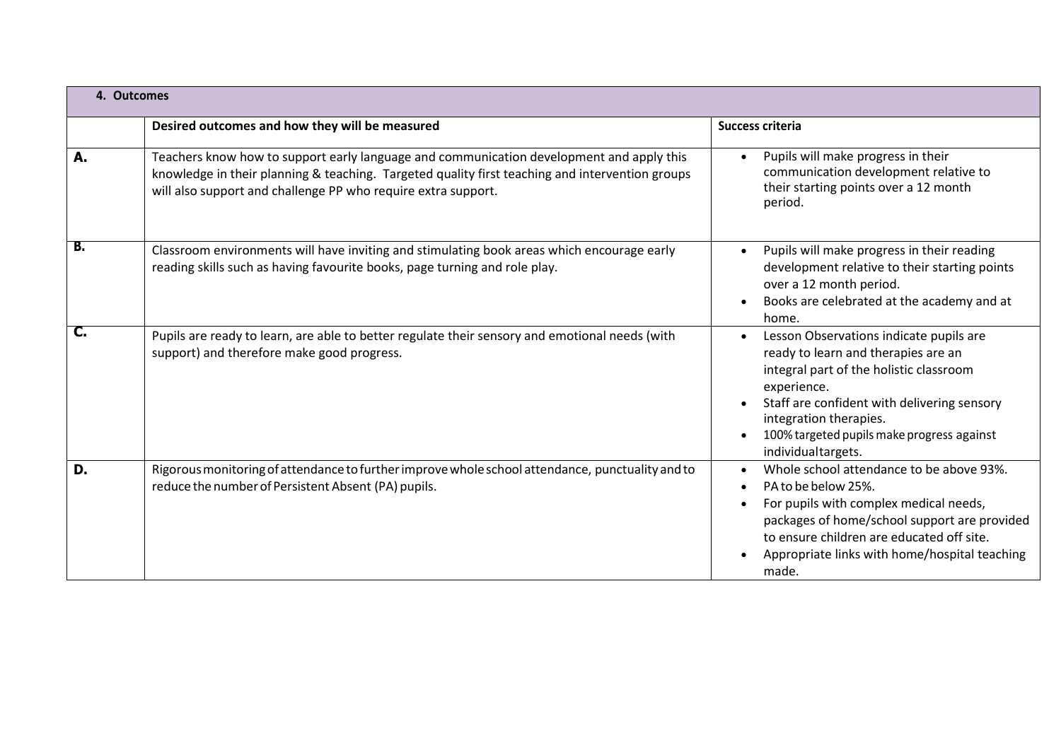| 4. Outcomes | | |
|---|---|---|
| | **Desired outcomes and how they will be measured** | **Success criteria** |
| **A.** | Teachers know how to support early language and communication development and apply this knowledge in their planning & teaching. Targeted quality first teaching and intervention groups will also support and challenge PP who require extra support. | • Pupils will make progress in their communication development relative to their starting points over a 12 month period. |
| **B.** | Classroom environments will have inviting and stimulating book areas which encourage early reading skills such as having favourite books, page turning and role play. | • Pupils will make progress in their reading development relative to their starting points over a 12 month period.<br>• Books are celebrated at the academy and at home. |
| **C.** | Pupils are ready to learn, are able to better regulate their sensory and emotional needs (with support) and therefore make good progress. | • Lesson Observations indicate pupils are ready to learn and therapies are an integral part of the holistic classroom experience.<br>• Staff are confident with delivering sensory integration therapies.<br>• 100% targeted pupils make progress against individual targets. |
| **D.** | Rigorous monitoring of attendance to further improve whole school attendance, punctuality and to reduce the number of Persistent Absent (PA) pupils. | • Whole school attendance to be above 93%.<br>• PA to be below 25%.<br>• For pupils with complex medical needs, packages of home/school support are provided to ensure children are educated off site.<br>• Appropriate links with home/hospital teaching made. |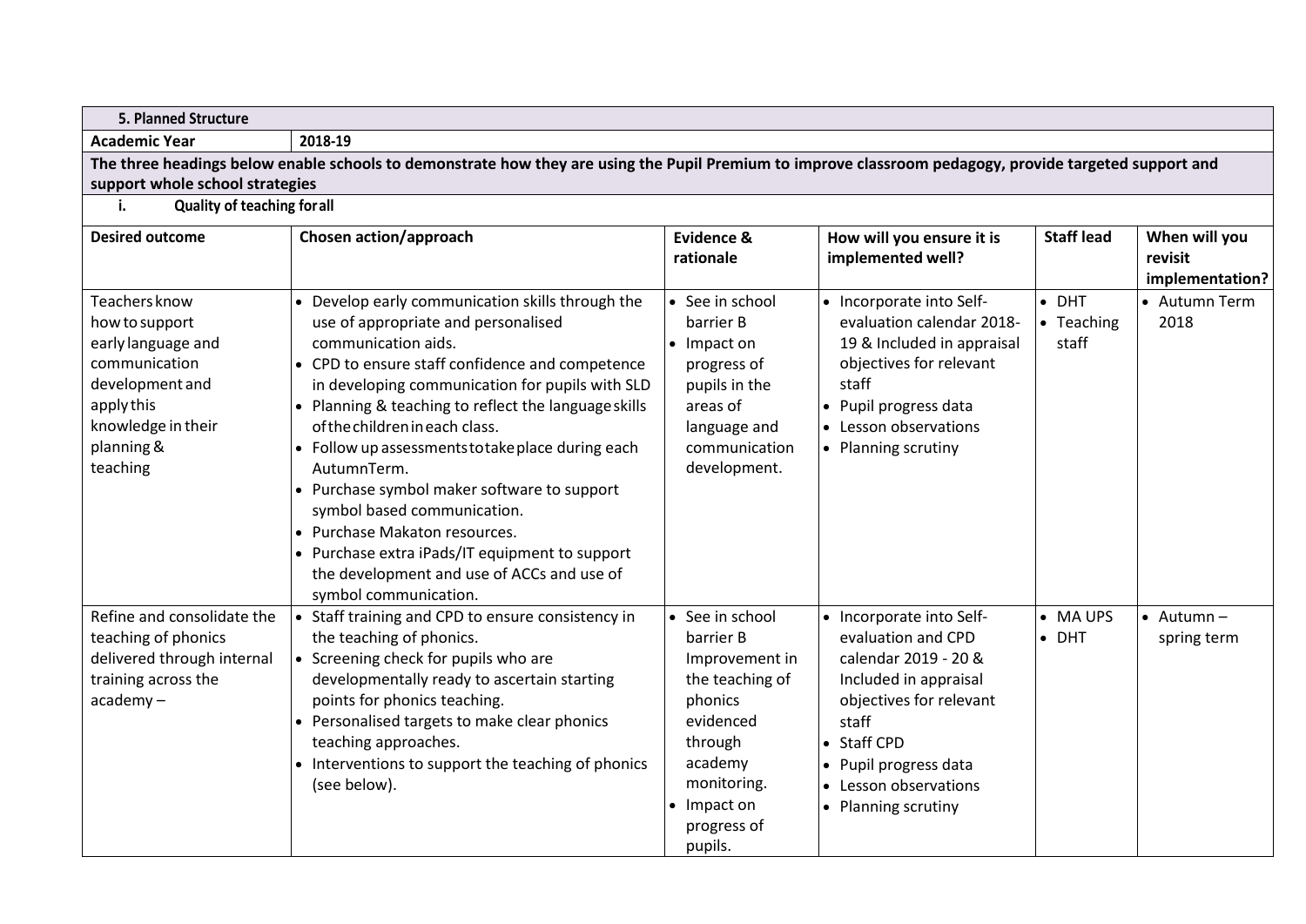| **5. Planned Structure** | | | | | |
|---|---|---|---|---|---|
| **Academic Year** | **2018-19** | | | | |
| **The three headings below enable schools to demonstrate how they are using the Pupil Premium to improve classroom pedagogy, provide targeted support and support whole school strategies** | | | | | |
| **i. Quality of teaching for all** | | | | | |
| **Desired outcome** | **Chosen action/approach** | **Evidence & rationale** | **How will you ensure it is implemented well?** | **Staff lead** | **When will you revisit implementation?** |
| Teachers know how to support early language and communication development and apply this knowledge in their planning & teaching | • Develop early communication skills through the use of appropriate and personalised communication aids.<br>• CPD to ensure staff confidence and competence in developing communication for pupils with SLD<br>• Planning & teaching to reflect the language skills of the children in each class.<br>• Follow up assessments to take place during each AutumnTerm.<br>• Purchase symbol maker software to support symbol based communication.<br>• Purchase Makaton resources.<br>• Purchase extra iPads/IT equipment to support the development and use of ACCs and use of symbol communication. | • See in school barrier B<br>• Impact on progress of pupils in the areas of language and communication development. | • Incorporate into Self-evaluation calendar 2018-19 & Included in appraisal objectives for relevant staff<br>• Pupil progress data<br>• Lesson observations<br>• Planning scrutiny | • DHT<br>• Teaching staff | • Autumn Term 2018 |
| Refine and consolidate the teaching of phonics delivered through internal training across the academy – | • Staff training and CPD to ensure consistency in the teaching of phonics.<br>• Screening check for pupils who are developmentally ready to ascertain starting points for phonics teaching.<br>• Personalised targets to make clear phonics teaching approaches.<br>• Interventions to support the teaching of phonics (see below). | • See in school barrier B Improvement in the teaching of phonics evidenced through academy monitoring.<br>• Impact on progress of pupils. | • Incorporate into Self-evaluation and CPD calendar 2019 - 20 & Included in appraisal objectives for relevant staff<br>• Staff CPD<br>• Pupil progress data<br>• Lesson observations<br>• Planning scrutiny | • MA UPS<br>• DHT | • Autumn – spring term |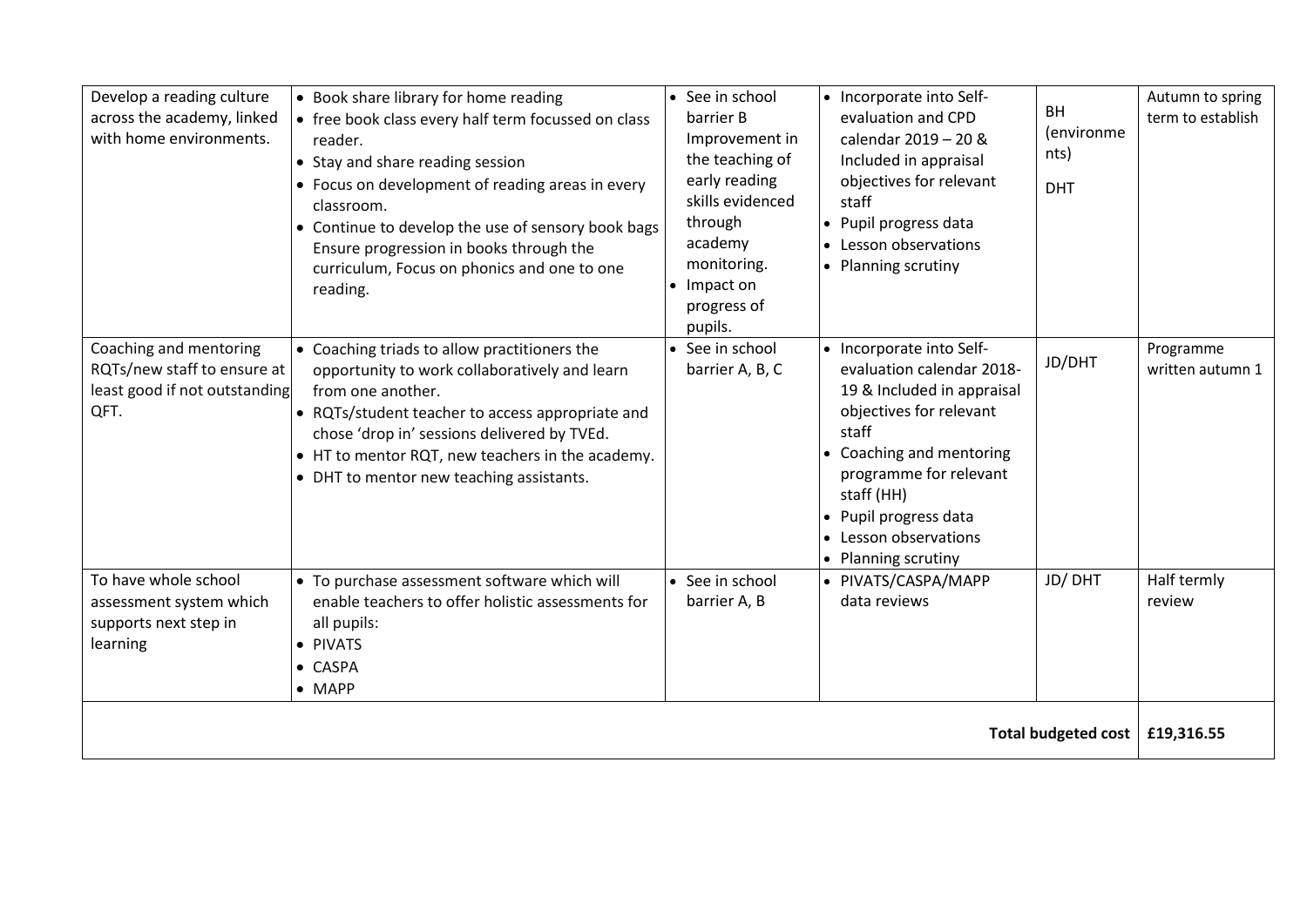| | | | | | |
|---|---|---|---|---|---|
| Develop a reading culture across the academy, linked with home environments. | • Book share library for home reading<br>• free book class every half term focussed on class reader.<br>• Stay and share reading session<br>• Focus on development of reading areas in every classroom.<br>• Continue to develop the use of sensory book bags Ensure progression in books through the curriculum, Focus on phonics and one to one reading. | • See in school barrier B Improvement in the teaching of early reading skills evidenced through academy monitoring.<br>• Impact on progress of pupils. | • Incorporate into Self-evaluation and CPD calendar 2019 – 20 & Included in appraisal objectives for relevant staff<br>• Pupil progress data<br>• Lesson observations<br>• Planning scrutiny | BH (environments)<br>DHT | Autumn to spring term to establish |
| Coaching and mentoring RQTs/new staff to ensure at least good if not outstanding QFT. | • Coaching triads to allow practitioners the opportunity to work collaboratively and learn from one another.<br>• RQTs/student teacher to access appropriate and chose 'drop in' sessions delivered by TVEd.<br>• HT to mentor RQT, new teachers in the academy.<br>• DHT to mentor new teaching assistants. | • See in school barrier A, B, C | • Incorporate into Self-evaluation calendar 2018-19 & Included in appraisal objectives for relevant staff<br>• Coaching and mentoring programme for relevant staff (HH)<br>• Pupil progress data<br>• Lesson observations<br>• Planning scrutiny | JD/DHT | Programme written autumn 1 |
| To have whole school assessment system which supports next step in learning | • To purchase assessment software which will enable teachers to offer holistic assessments for all pupils:<br>• PIVATS<br>• CASPA<br>• MAPP | • See in school barrier A, B | • PIVATS/CASPA/MAPP data reviews | JD/ DHT | Half termly review |
| | | | | **Total budgeted cost** | **£19,316.55** |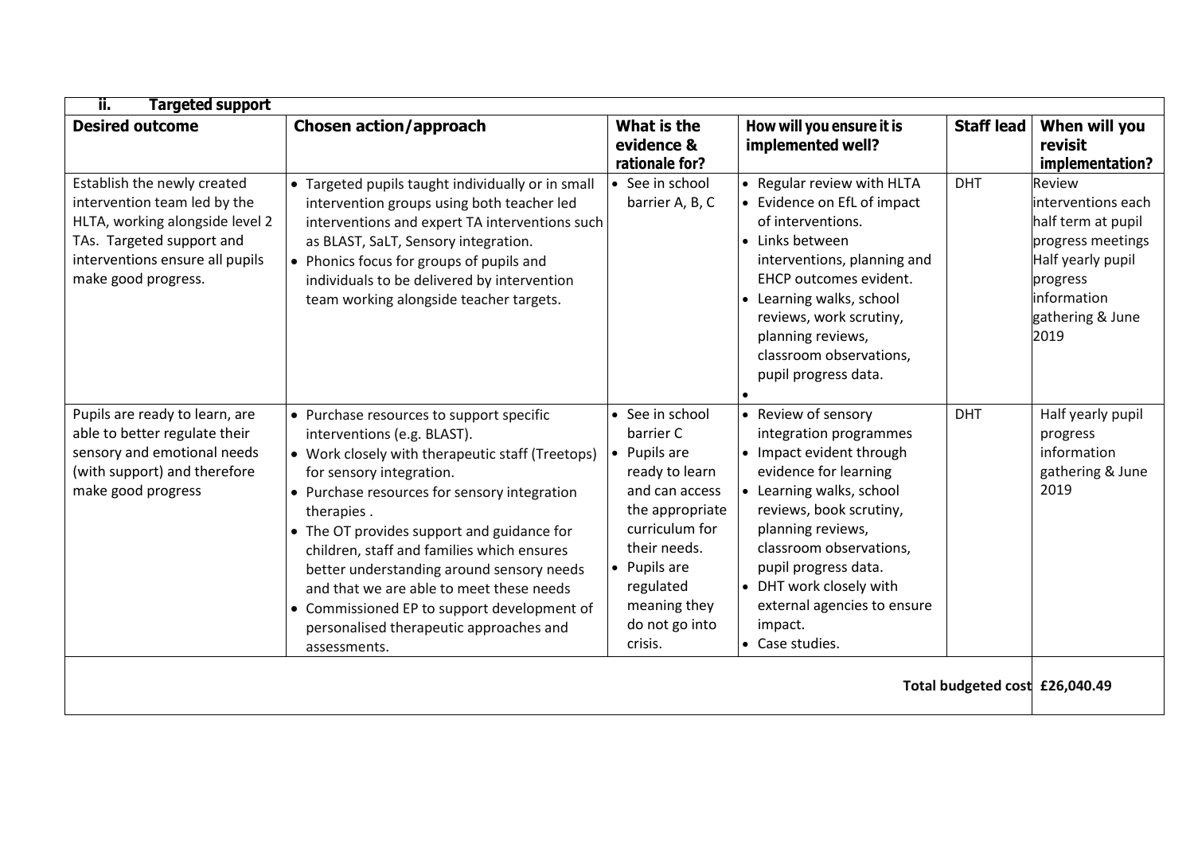## ii. Targeted support

| Desired outcome | Chosen action/approach | What is the evidence & rationale for? | How will you ensure it is implemented well? | Staff lead | When will you revisit implementation? |
|---|---|---|---|---|---|
| Establish the newly created intervention team led by the HLTA, working alongside level 2 TAs. Targeted support and interventions ensure all pupils make good progress. | • Targeted pupils taught individually or in small intervention groups using both teacher led interventions and expert TA interventions such as BLAST, SaLT, Sensory integration.<br>• Phonics focus for groups of pupils and individuals to be delivered by intervention team working alongside teacher targets. | • See in school barrier A, B, C | • Regular review with HLTA<br>• Evidence on EfL of impact of interventions.<br>• Links between interventions, planning and EHCP outcomes evident.<br>• Learning walks, school reviews, work scrutiny, planning reviews, classroom observations, pupil progress data.<br>• | DHT | Review interventions each half term at pupil progress meetings Half yearly pupil progress information gathering & June 2019 |
| Pupils are ready to learn, are able to better regulate their sensory and emotional needs (with support) and therefore make good progress | • Purchase resources to support specific interventions (e.g. BLAST).<br>• Work closely with therapeutic staff (Treetops) for sensory integration.<br>• Purchase resources for sensory integration therapies .<br>• The OT provides support and guidance for children, staff and families which ensures better understanding around sensory needs and that we are able to meet these needs<br>• Commissioned EP to support development of personalised therapeutic approaches and assessments. | • See in school barrier C<br>• Pupils are ready to learn and can access the appropriate curriculum for their needs.<br>• Pupils are regulated meaning they do not go into crisis. | • Review of sensory integration programmes<br>• Impact evident through evidence for learning<br>• Learning walks, school reviews, book scrutiny, planning reviews, classroom observations, pupil progress data.<br>• DHT work closely with external agencies to ensure impact.<br>• Case studies. | DHT | Half yearly pupil progress information gathering & June 2019 |
| | | | | **Total budgeted cost** | **£26,040.49** |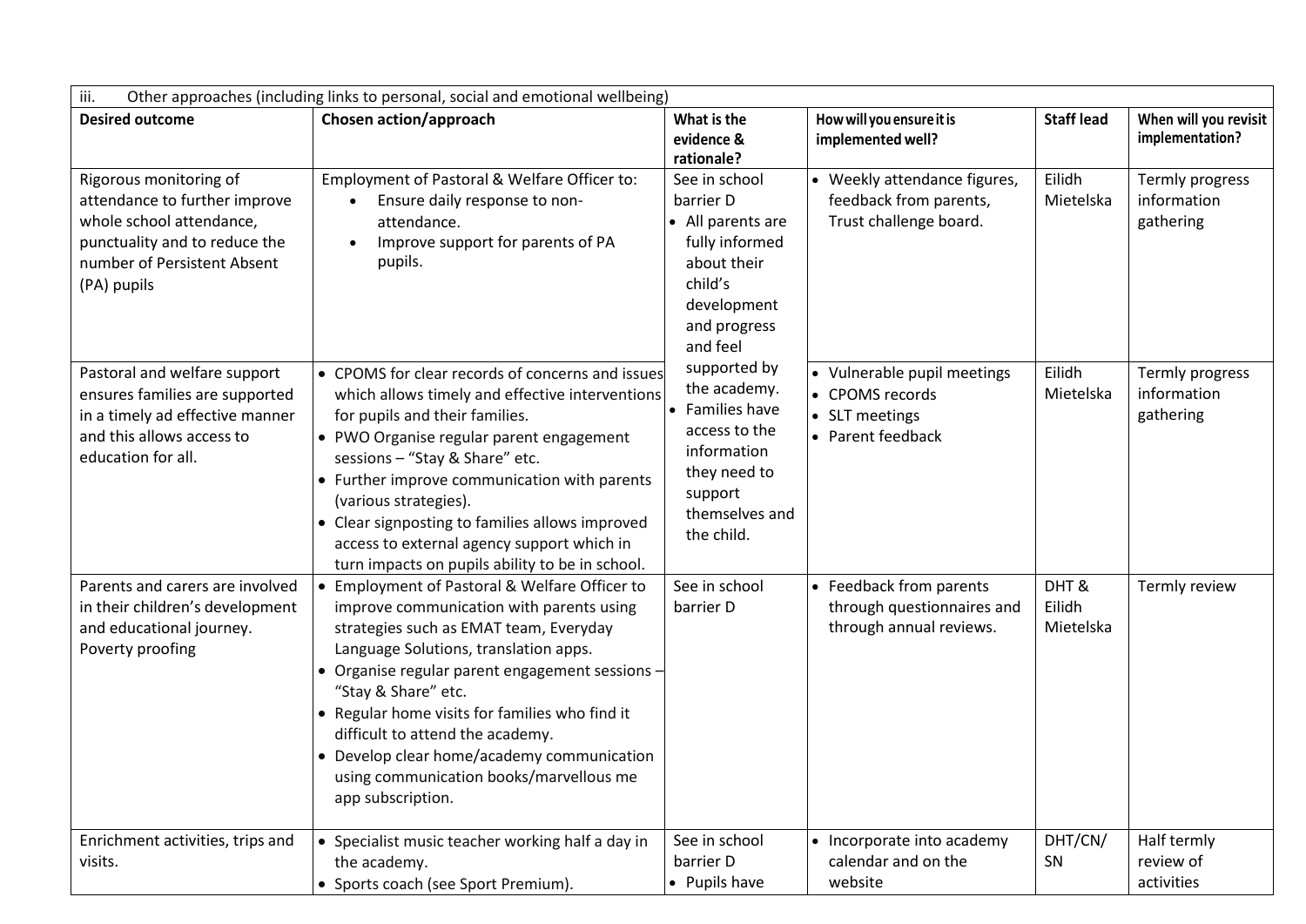| iii. Other approaches (including links to personal, social and emotional wellbeing) | | | | | |
|---|---|---|---|---|---|
| **Desired outcome** | **Chosen action/approach** | **What is the evidence & rationale?** | **How will you ensure it is implemented well?** | **Staff lead** | **When will you revisit implementation?** |
| Rigorous monitoring of attendance to further improve whole school attendance, punctuality and to reduce the number of Persistent Absent (PA) pupils | Employment of Pastoral & Welfare Officer to: <br>• Ensure daily response to non-attendance. <br>• Improve support for parents of PA pupils. | See in school barrier D <br>• All parents are fully informed about their child's development and progress and feel supported by the academy. <br>• Families have access to the information they need to support themselves and the child. | • Weekly attendance figures, feedback from parents, Trust challenge board. | Eilidh Mietelska | Termly progress information gathering |
| Pastoral and welfare support ensures families are supported in a timely ad effective manner and this allows access to education for all. | • CPOMS for clear records of concerns and issues which allows timely and effective interventions for pupils and their families. <br>• PWO Organise regular parent engagement sessions – "Stay & Share" etc. <br>• Further improve communication with parents (various strategies). <br>• Clear signposting to families allows improved access to external agency support which in turn impacts on pupils ability to be in school. | | • Vulnerable pupil meetings <br>• CPOMS records <br>• SLT meetings <br>• Parent feedback | Eilidh Mietelska | Termly progress information gathering |
| Parents and carers are involved in their children's development and educational journey. Poverty proofing | • Employment of Pastoral & Welfare Officer to improve communication with parents using strategies such as EMAT team, Everyday Language Solutions, translation apps. <br>• Organise regular parent engagement sessions – "Stay & Share" etc. <br>• Regular home visits for families who find it difficult to attend the academy. <br>• Develop clear home/academy communication using communication books/marvellous me app subscription. | See in school barrier D | • Feedback from parents through questionnaires and through annual reviews. | DHT & Eilidh Mietelska | Termly review |
| Enrichment activities, trips and visits. | • Specialist music teacher working half a day in the academy. <br>• Sports coach (see Sport Premium). | See in school barrier D <br>• Pupils have | • Incorporate into academy calendar and on the website | DHT/CN/ SN | Half termly review of activities |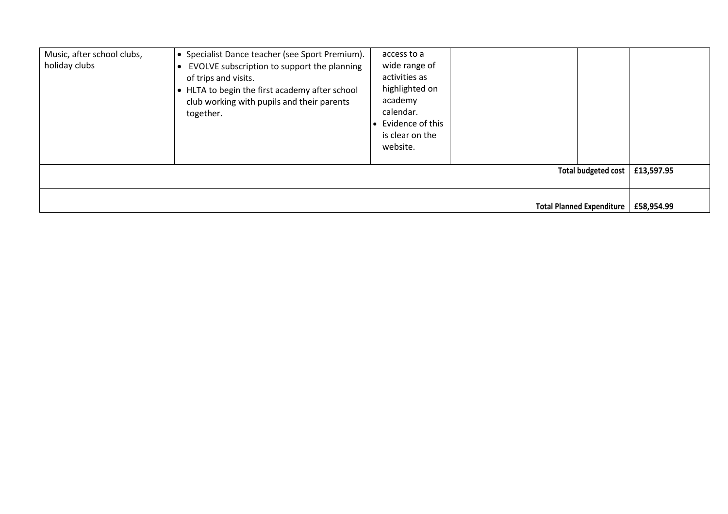| | | | | | |
|---|---|---|---|---|---|
| Music, after school clubs, holiday clubs | • Specialist Dance teacher (see Sport Premium).<br>• EVOLVE subscription to support the planning of trips and visits.<br>• HLTA to begin the first academy after school club working with pupils and their parents together. | access to a wide range of activities as highlighted on academy calendar.<br>• Evidence of this is clear on the website. | | | |
| | | | | **Total budgeted cost** | **£13,597.95** |
| | | | | **Total Planned Expenditure** | **£58,954.99** |